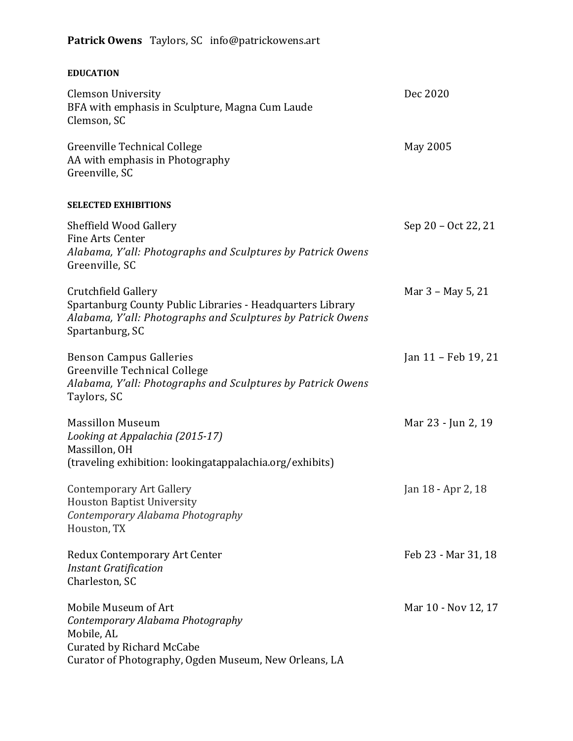**Patrick Owens** Taylors, SC info@patrickowens.art

## EDUCATION

Clemson University — Dec 2020
BFA with emphasis in Sculpture, Magna Cum Laude
Clemson, SC

Greenville Technical College — May 2005
AA with emphasis in Photography
Greenville, SC

## SELECTED EXHIBITIONS

Sheffield Wood Gallery — Sep 20 – Oct 22, 21
Fine Arts Center
*Alabama, Y'all: Photographs and Sculptures by Patrick Owens*
Greenville, SC

Crutchfield Gallery — Mar 3 – May 5, 21
Spartanburg County Public Libraries - Headquarters Library
*Alabama, Y'all: Photographs and Sculptures by Patrick Owens*
Spartanburg, SC

Benson Campus Galleries — Jan 11 – Feb 19, 21
Greenville Technical College
*Alabama, Y'all: Photographs and Sculptures by Patrick Owens*
Taylors, SC

Massillon Museum — Mar 23 - Jun 2, 19
*Looking at Appalachia (2015-17)*
Massillon, OH
(traveling exhibition: lookingatappalachia.org/exhibits)

Contemporary Art Gallery — Jan 18 - Apr 2, 18
Houston Baptist University
*Contemporary Alabama Photography*
Houston, TX

Redux Contemporary Art Center — Feb 23 - Mar 31, 18
*Instant Gratification*
Charleston, SC

Mobile Museum of Art — Mar 10 - Nov 12, 17
*Contemporary Alabama Photography*
Mobile, AL
Curated by Richard McCabe
Curator of Photography, Ogden Museum, New Orleans, LA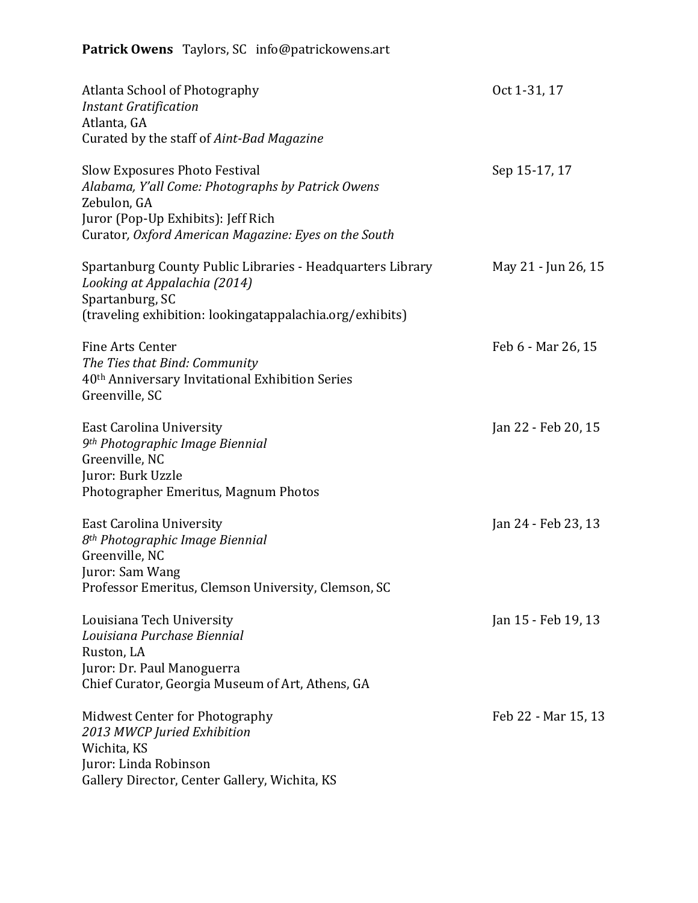**Patrick Owens** Taylors, SC info@patrickowens.art

Atlanta School of Photography — Oct 1-31, 17
*Instant Gratification*
Atlanta, GA
Curated by the staff of *Aint-Bad Magazine*

Slow Exposures Photo Festival — Sep 15-17, 17
*Alabama, Y'all Come: Photographs by Patrick Owens*
Zebulon, GA
Juror (Pop-Up Exhibits): Jeff Rich
Curator*, Oxford American Magazine: Eyes on the South*

Spartanburg County Public Libraries - Headquarters Library — May 21 - Jun 26, 15
*Looking at Appalachia (2014)*
Spartanburg, SC
(traveling exhibition: lookingatappalachia.org/exhibits)

Fine Arts Center — Feb 6 - Mar 26, 15
*The Ties that Bind: Community*
40th Anniversary Invitational Exhibition Series
Greenville, SC

East Carolina University — Jan 22 - Feb 20, 15
*9th Photographic Image Biennial*
Greenville, NC
Juror: Burk Uzzle
Photographer Emeritus, Magnum Photos

East Carolina University — Jan 24 - Feb 23, 13
*8th Photographic Image Biennial*
Greenville, NC
Juror: Sam Wang
Professor Emeritus, Clemson University, Clemson, SC

Louisiana Tech University — Jan 15 - Feb 19, 13
*Louisiana Purchase Biennial*
Ruston, LA
Juror: Dr. Paul Manoguerra
Chief Curator, Georgia Museum of Art, Athens, GA

Midwest Center for Photography — Feb 22 - Mar 15, 13
*2013 MWCP Juried Exhibition*
Wichita, KS
Juror: Linda Robinson
Gallery Director, Center Gallery, Wichita, KS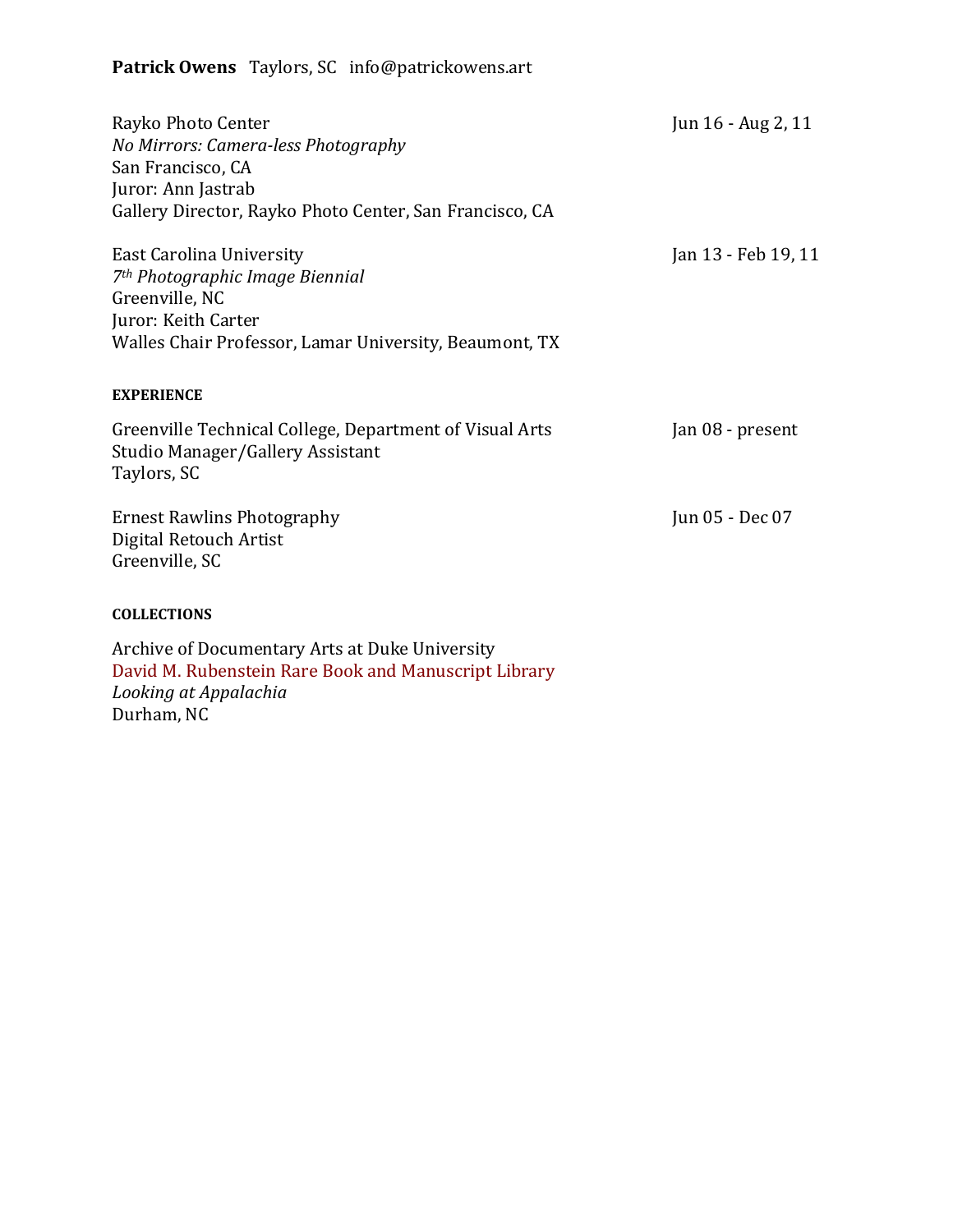**Patrick Owens** Taylors, SC info@patrickowens.art

Rayko Photo Center — Jun 16 - Aug 2, 11
*No Mirrors: Camera-less Photography*
San Francisco, CA
Juror: Ann Jastrab
Gallery Director, Rayko Photo Center, San Francisco, CA

East Carolina University — Jan 13 - Feb 19, 11
*7th Photographic Image Biennial*
Greenville, NC
Juror: Keith Carter
Walles Chair Professor, Lamar University, Beaumont, TX

#### EXPERIENCE

Greenville Technical College, Department of Visual Arts — Jan 08 - present
Studio Manager/Gallery Assistant
Taylors, SC

Ernest Rawlins Photography — Jun 05 - Dec 07
Digital Retouch Artist
Greenville, SC

#### COLLECTIONS

Archive of Documentary Arts at Duke University
David M. Rubenstein Rare Book and Manuscript Library
*Looking at Appalachia*
Durham, NC